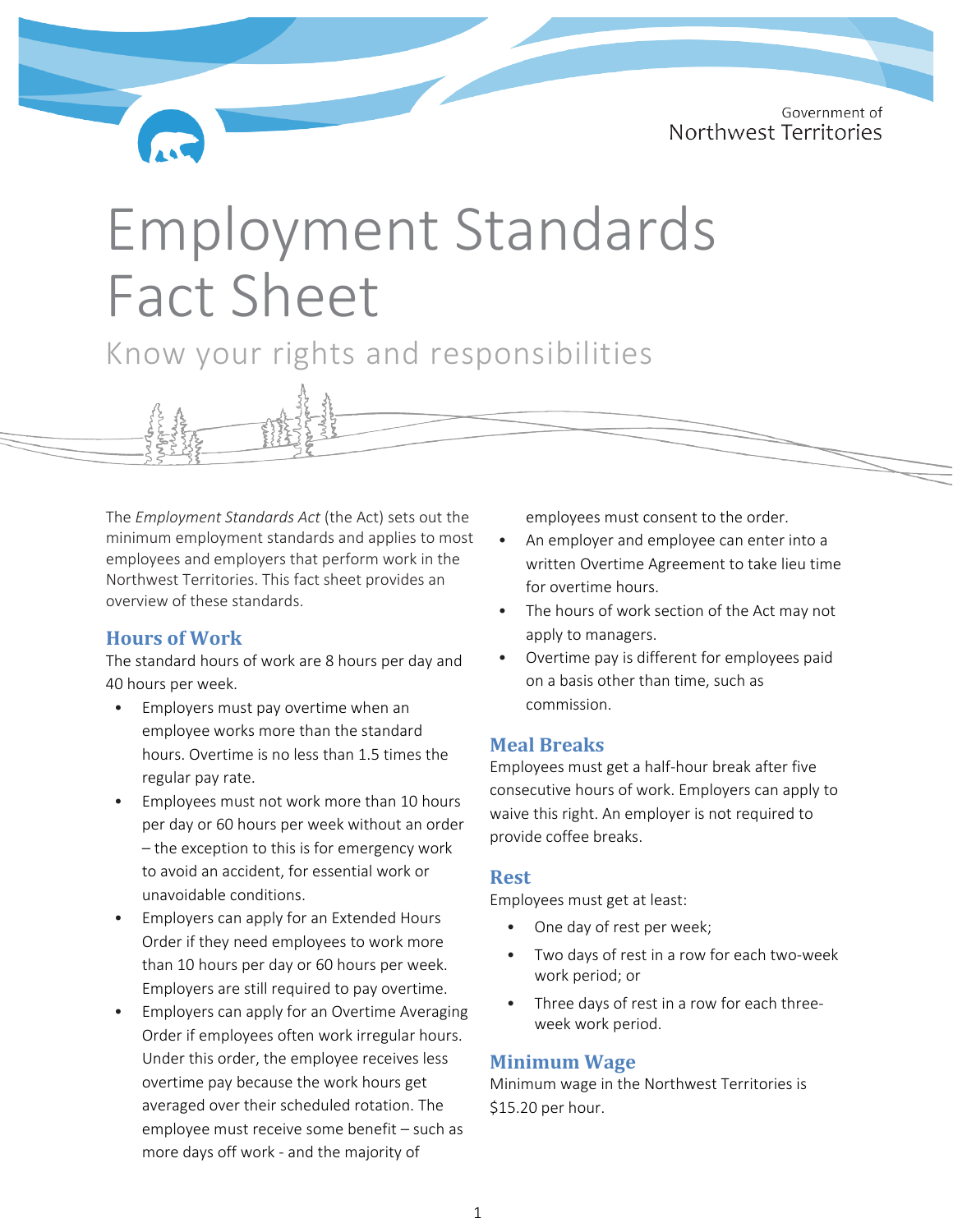Government of
Northwest Territories

# Employment Standards Fact Sheet

Know your rights and responsibilities

The *Employment Standards Act* (the Act) sets out the minimum employment standards and applies to most employees and employers that perform work in the Northwest Territories. This fact sheet provides an overview of these standards.

## Hours of Work

The standard hours of work are 8 hours per day and 40 hours per week.

- Employers must pay overtime when an employee works more than the standard hours. Overtime is no less than 1.5 times the regular pay rate.
- Employees must not work more than 10 hours per day or 60 hours per week without an order – the exception to this is for emergency work to avoid an accident, for essential work or unavoidable conditions.
- Employers can apply for an Extended Hours Order if they need employees to work more than 10 hours per day or 60 hours per week. Employers are still required to pay overtime.
- Employers can apply for an Overtime Averaging Order if employees often work irregular hours. Under this order, the employee receives less overtime pay because the work hours get averaged over their scheduled rotation. The employee must receive some benefit – such as more days off work - and the majority of employees must consent to the order.
- An employer and employee can enter into a written Overtime Agreement to take lieu time for overtime hours.
- The hours of work section of the Act may not apply to managers.
- Overtime pay is different for employees paid on a basis other than time, such as commission.

## Meal Breaks

Employees must get a half-hour break after five consecutive hours of work. Employers can apply to waive this right. An employer is not required to provide coffee breaks.

## Rest

Employees must get at least:

- One day of rest per week;
- Two days of rest in a row for each two-week work period; or
- Three days of rest in a row for each three-week work period.

## Minimum Wage

Minimum wage in the Northwest Territories is $15.20 per hour.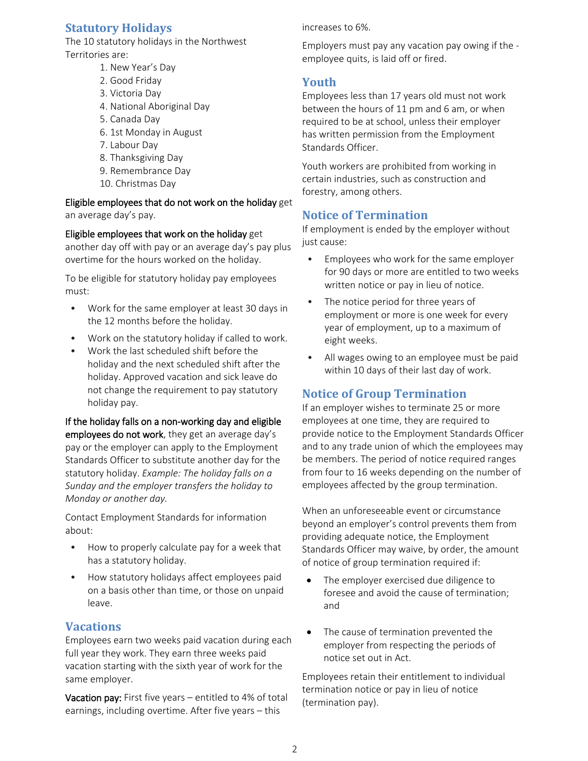## Statutory Holidays

The 10 statutory holidays in the Northwest Territories are:

1. New Year's Day
2. Good Friday
3. Victoria Day
4. National Aboriginal Day
5. Canada Day
6. 1st Monday in August
7. Labour Day
8. Thanksgiving Day
9. Remembrance Day
10. Christmas Day

**Eligible employees that do not work on the holiday** get an average day's pay.

**Eligible employees that work on the holiday** get another day off with pay or an average day's pay plus overtime for the hours worked on the holiday.

To be eligible for statutory holiday pay employees must:

- Work for the same employer at least 30 days in the 12 months before the holiday.
- Work on the statutory holiday if called to work.
- Work the last scheduled shift before the holiday and the next scheduled shift after the holiday. Approved vacation and sick leave do not change the requirement to pay statutory holiday pay.

**If the holiday falls on a non-working day and eligible employees do not work**, they get an average day's pay or the employer can apply to the Employment Standards Officer to substitute another day for the statutory holiday. *Example: The holiday falls on a Sunday and the employer transfers the holiday to Monday or another day.*

Contact Employment Standards for information about:

- How to properly calculate pay for a week that has a statutory holiday.
- How statutory holidays affect employees paid on a basis other than time, or those on unpaid leave.

## Vacations

Employees earn two weeks paid vacation during each full year they work. They earn three weeks paid vacation starting with the sixth year of work for the same employer.

**Vacation pay:** First five years – entitled to 4% of total earnings, including overtime. After five years – this increases to 6%.

Employers must pay any vacation pay owing if the - employee quits, is laid off or fired.

## Youth

Employees less than 17 years old must not work between the hours of 11 pm and 6 am, or when required to be at school, unless their employer has written permission from the Employment Standards Officer.

Youth workers are prohibited from working in certain industries, such as construction and forestry, among others.

## Notice of Termination

If employment is ended by the employer without just cause:

- Employees who work for the same employer for 90 days or more are entitled to two weeks written notice or pay in lieu of notice.
- The notice period for three years of employment or more is one week for every year of employment, up to a maximum of eight weeks.
- All wages owing to an employee must be paid within 10 days of their last day of work.

## Notice of Group Termination

If an employer wishes to terminate 25 or more employees at one time, they are required to provide notice to the Employment Standards Officer and to any trade union of which the employees may be members. The period of notice required ranges from four to 16 weeks depending on the number of employees affected by the group termination.

When an unforeseeable event or circumstance beyond an employer's control prevents them from providing adequate notice, the Employment Standards Officer may waive, by order, the amount of notice of group termination required if:

- The employer exercised due diligence to foresee and avoid the cause of termination; and
- The cause of termination prevented the employer from respecting the periods of notice set out in Act.

Employees retain their entitlement to individual termination notice or pay in lieu of notice (termination pay).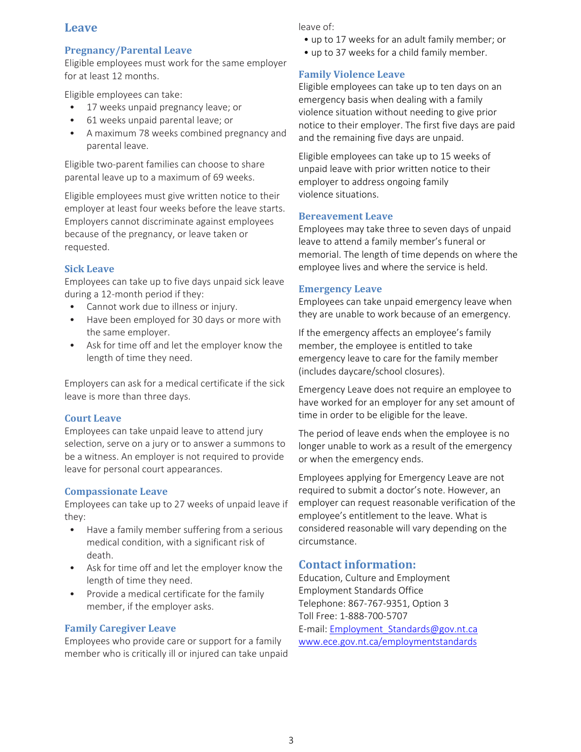## Leave

### Pregnancy/Parental Leave

Eligible employees must work for the same employer for at least 12 months.

Eligible employees can take:

- 17 weeks unpaid pregnancy leave; or
- 61 weeks unpaid parental leave; or
- A maximum 78 weeks combined pregnancy and parental leave.

Eligible two-parent families can choose to share parental leave up to a maximum of 69 weeks.

Eligible employees must give written notice to their employer at least four weeks before the leave starts. Employers cannot discriminate against employees because of the pregnancy, or leave taken or requested.

### Sick Leave

Employees can take up to five days unpaid sick leave during a 12-month period if they:

- Cannot work due to illness or injury.
- Have been employed for 30 days or more with the same employer.
- Ask for time off and let the employer know the length of time they need.

Employers can ask for a medical certificate if the sick leave is more than three days.

### Court Leave

Employees can take unpaid leave to attend jury selection, serve on a jury or to answer a summons to be a witness. An employer is not required to provide leave for personal court appearances.

### Compassionate Leave

Employees can take up to 27 weeks of unpaid leave if they:

- Have a family member suffering from a serious medical condition, with a significant risk of death.
- Ask for time off and let the employer know the length of time they need.
- Provide a medical certificate for the family member, if the employer asks.

### Family Caregiver Leave

Employees who provide care or support for a family member who is critically ill or injured can take unpaid leave of:

- up to 17 weeks for an adult family member; or
- up to 37 weeks for a child family member.

### Family Violence Leave

Eligible employees can take up to ten days on an emergency basis when dealing with a family violence situation without needing to give prior notice to their employer. The first five days are paid and the remaining five days are unpaid.

Eligible employees can take up to 15 weeks of unpaid leave with prior written notice to their employer to address ongoing family violence situations.

### Bereavement Leave

Employees may take three to seven days of unpaid leave to attend a family member's funeral or memorial. The length of time depends on where the employee lives and where the service is held.

### Emergency Leave

Employees can take unpaid emergency leave when they are unable to work because of an emergency.

If the emergency affects an employee's family member, the employee is entitled to take emergency leave to care for the family member (includes daycare/school closures).

Emergency Leave does not require an employee to have worked for an employer for any set amount of time in order to be eligible for the leave.

The period of leave ends when the employee is no longer unable to work as a result of the emergency or when the emergency ends.

Employees applying for Emergency Leave are not required to submit a doctor's note. However, an employer can request reasonable verification of the employee's entitlement to the leave. What is considered reasonable will vary depending on the circumstance.

## Contact information:

Education, Culture and Employment
Employment Standards Office
Telephone: 867-767-9351, Option 3
Toll Free: 1-888-700-5707
E-mail: Employment_Standards@gov.nt.ca
www.ece.gov.nt.ca/employmentstandards